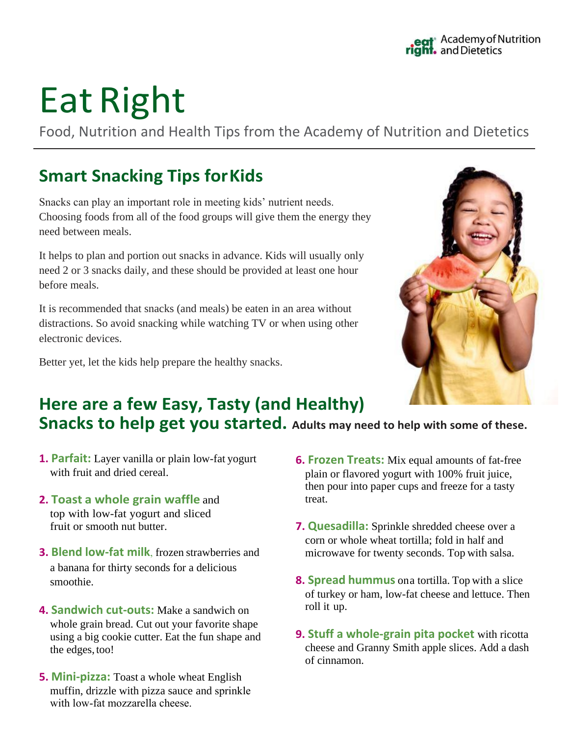Academy of Nutrition and Dietetics

# Eat Right

Food, Nutrition and Health Tips from the Academy of Nutrition and Dietetics

## Smart Snacking Tips for Kids

Snacks can play an important role in meeting kids' nutrient needs. Choosing foods from all of the food groups will give them the energy they need between meals.

It helps to plan and portion out snacks in advance. Kids will usually only need 2 or 3 snacks daily, and these should be provided at least one hour before meals.

It is recommended that snacks (and meals) be eaten in an area without distractions. So avoid snacking while watching TV or when using other electronic devices.

Better yet, let the kids help prepare the healthy snacks.

## Here are a few Easy, Tasty (and Healthy) Snacks to help get you started. **Adults may need to help with some of these.**

1. **Parfait:** Layer vanilla or plain low-fat yogurt with fruit and dried cereal.
2. **Toast a whole grain waffle** and top with low-fat yogurt and sliced fruit or smooth nut butter.
3. **Blend low-fat milk**, frozen strawberries and a banana for thirty seconds for a delicious smoothie.
4. **Sandwich cut-outs:** Make a sandwich on whole grain bread. Cut out your favorite shape using a big cookie cutter. Eat the fun shape and the edges, too!
5. **Mini-pizza:** Toast a whole wheat English muffin, drizzle with pizza sauce and sprinkle with low-fat mozzarella cheese.
6. **Frozen Treats:** Mix equal amounts of fat-free plain or flavored yogurt with 100% fruit juice, then pour into paper cups and freeze for a tasty treat.
7. **Quesadilla:** Sprinkle shredded cheese over a corn or whole wheat tortilla; fold in half and microwave for twenty seconds. Top with salsa.
8. **Spread hummus** on a tortilla. Top with a slice of turkey or ham, low-fat cheese and lettuce. Then roll it up.
9. **Stuff a whole-grain pita pocket** with ricotta cheese and Granny Smith apple slices. Add a dash of cinnamon.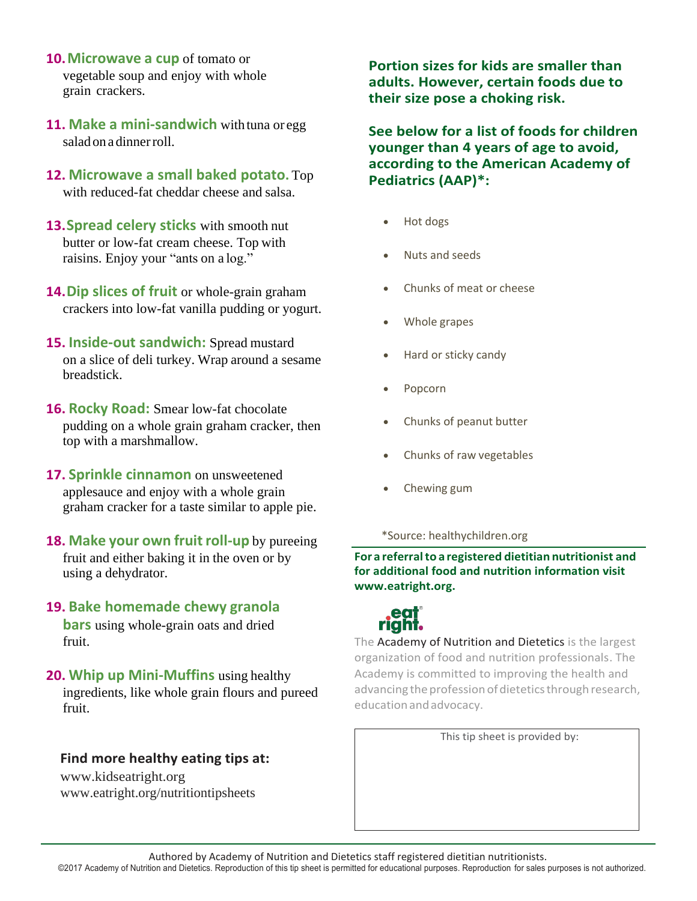10. **Microwave a cup** of tomato or vegetable soup and enjoy with whole grain crackers.

11. **Make a mini-sandwich** with tuna or egg salad on a dinner roll.

12. **Microwave a small baked potato.** Top with reduced-fat cheddar cheese and salsa.

13. **Spread celery sticks** with smooth nut butter or low-fat cream cheese. Top with raisins. Enjoy your "ants on a log."

14. **Dip slices of fruit** or whole-grain graham crackers into low-fat vanilla pudding or yogurt.

15. **Inside-out sandwich:** Spread mustard on a slice of deli turkey. Wrap around a sesame breadstick.

16. **Rocky Road:** Smear low-fat chocolate pudding on a whole grain graham cracker, then top with a marshmallow.

17. **Sprinkle cinnamon** on unsweetened applesauce and enjoy with a whole grain graham cracker for a taste similar to apple pie.

18. **Make your own fruit roll-up** by pureeing fruit and either baking it in the oven or by using a dehydrator.

19. **Bake homemade chewy granola bars** using whole-grain oats and dried fruit.

20. **Whip up Mini-Muffins** using healthy ingredients, like whole grain flours and pureed fruit.

**Find more healthy eating tips at:**

www.kidseatright.org
www.eatright.org/nutritiontipsheets

**Portion sizes for kids are smaller than adults. However, certain foods due to their size pose a choking risk.**

**See below for a list of foods for children younger than 4 years of age to avoid, according to the American Academy of Pediatrics (AAP)*:**

- Hot dogs
- Nuts and seeds
- Chunks of meat or cheese
- Whole grapes
- Hard or sticky candy
- Popcorn
- Chunks of peanut butter
- Chunks of raw vegetables
- Chewing gum

*Source: healthychildren.org

**For a referral to a registered dietitian nutritionist and for additional food and nutrition information visit www.eatright.org.**

eat right.

The Academy of Nutrition and Dietetics is the largest organization of food and nutrition professionals. The Academy is committed to improving the health and advancing the profession of dietetics through research, education and advocacy.

This tip sheet is provided by:

Authored by Academy of Nutrition and Dietetics staff registered dietitian nutritionists.

©2017 Academy of Nutrition and Dietetics. Reproduction of this tip sheet is permitted for educational purposes. Reproduction for sales purposes is not authorized.